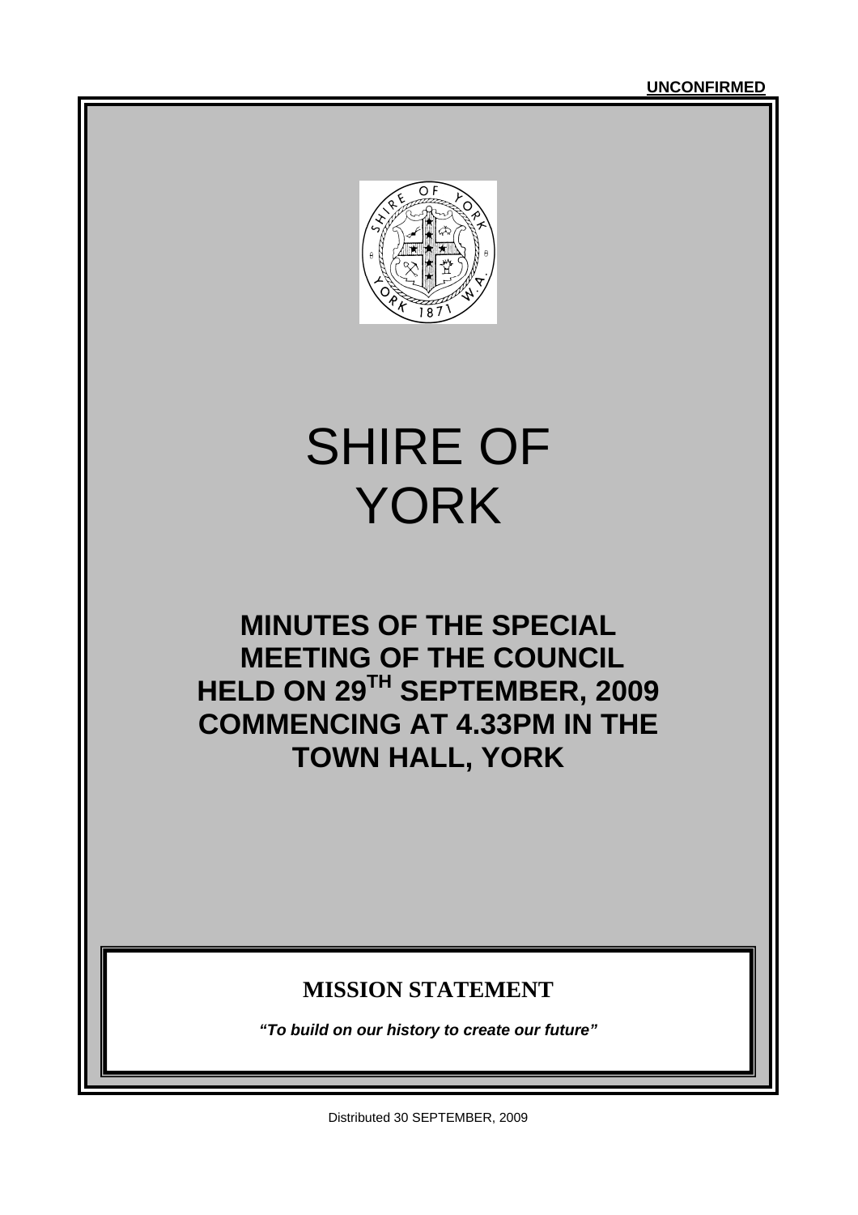**UNCONFIRMED**

# SHIRE OF YORK

## MINUTES OF THE SPECIAL MEETING OF THE COUNCIL HELD ON 29TH SEPTEMBER, 2009 COMMENCING AT 4.33PM IN THE TOWN HALL, YORK

### MISSION STATEMENT

***"To build on our history to create our future"***

Distributed 30 SEPTEMBER, 2009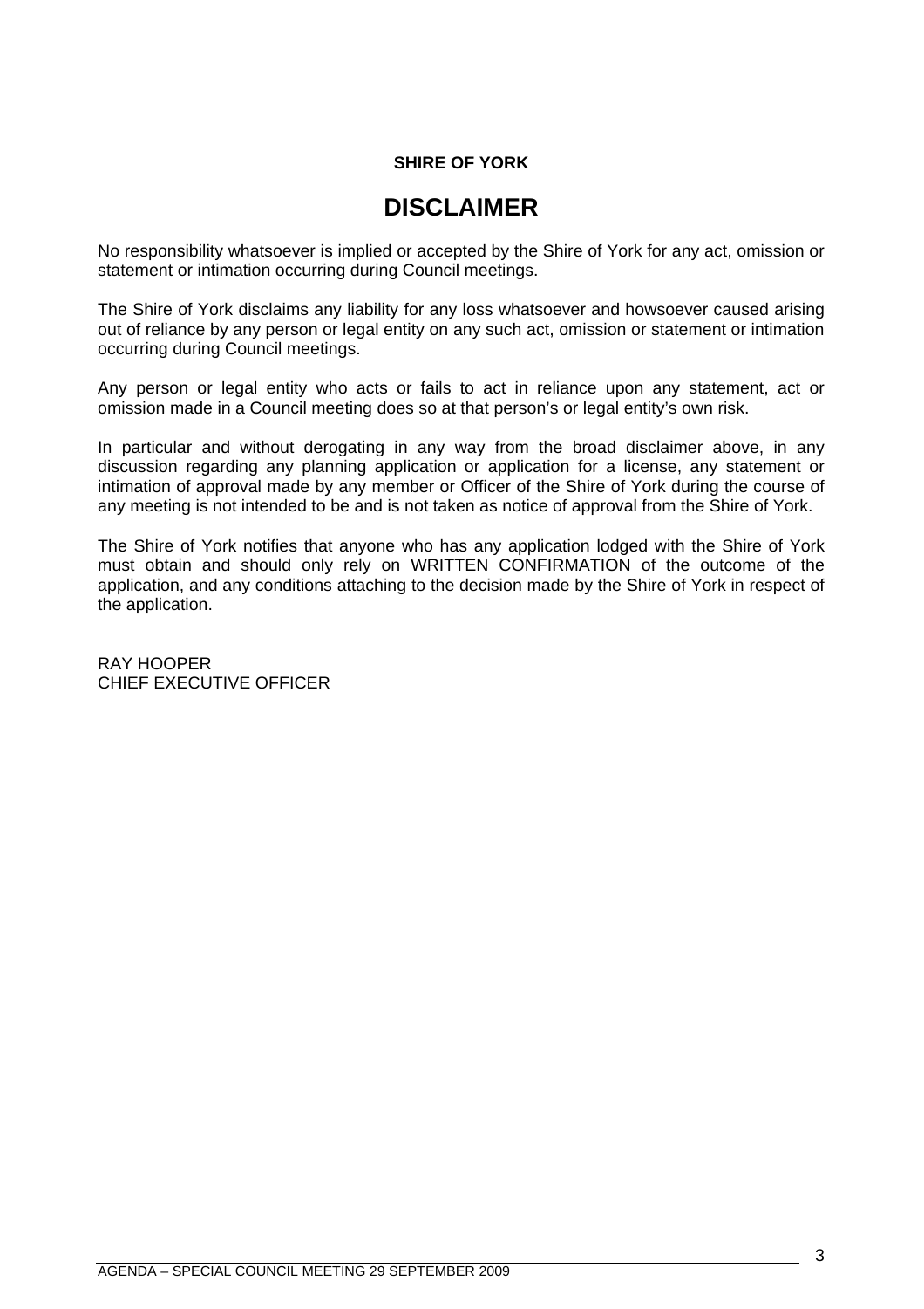**SHIRE OF YORK**

# DISCLAIMER

No responsibility whatsoever is implied or accepted by the Shire of York for any act, omission or statement or intimation occurring during Council meetings.

The Shire of York disclaims any liability for any loss whatsoever and howsoever caused arising out of reliance by any person or legal entity on any such act, omission or statement or intimation occurring during Council meetings.

Any person or legal entity who acts or fails to act in reliance upon any statement, act or omission made in a Council meeting does so at that person's or legal entity's own risk.

In particular and without derogating in any way from the broad disclaimer above, in any discussion regarding any planning application or application for a license, any statement or intimation of approval made by any member or Officer of the Shire of York during the course of any meeting is not intended to be and is not taken as notice of approval from the Shire of York.

The Shire of York notifies that anyone who has any application lodged with the Shire of York must obtain and should only rely on WRITTEN CONFIRMATION of the outcome of the application, and any conditions attaching to the decision made by the Shire of York in respect of the application.

RAY HOOPER
CHIEF EXECUTIVE OFFICER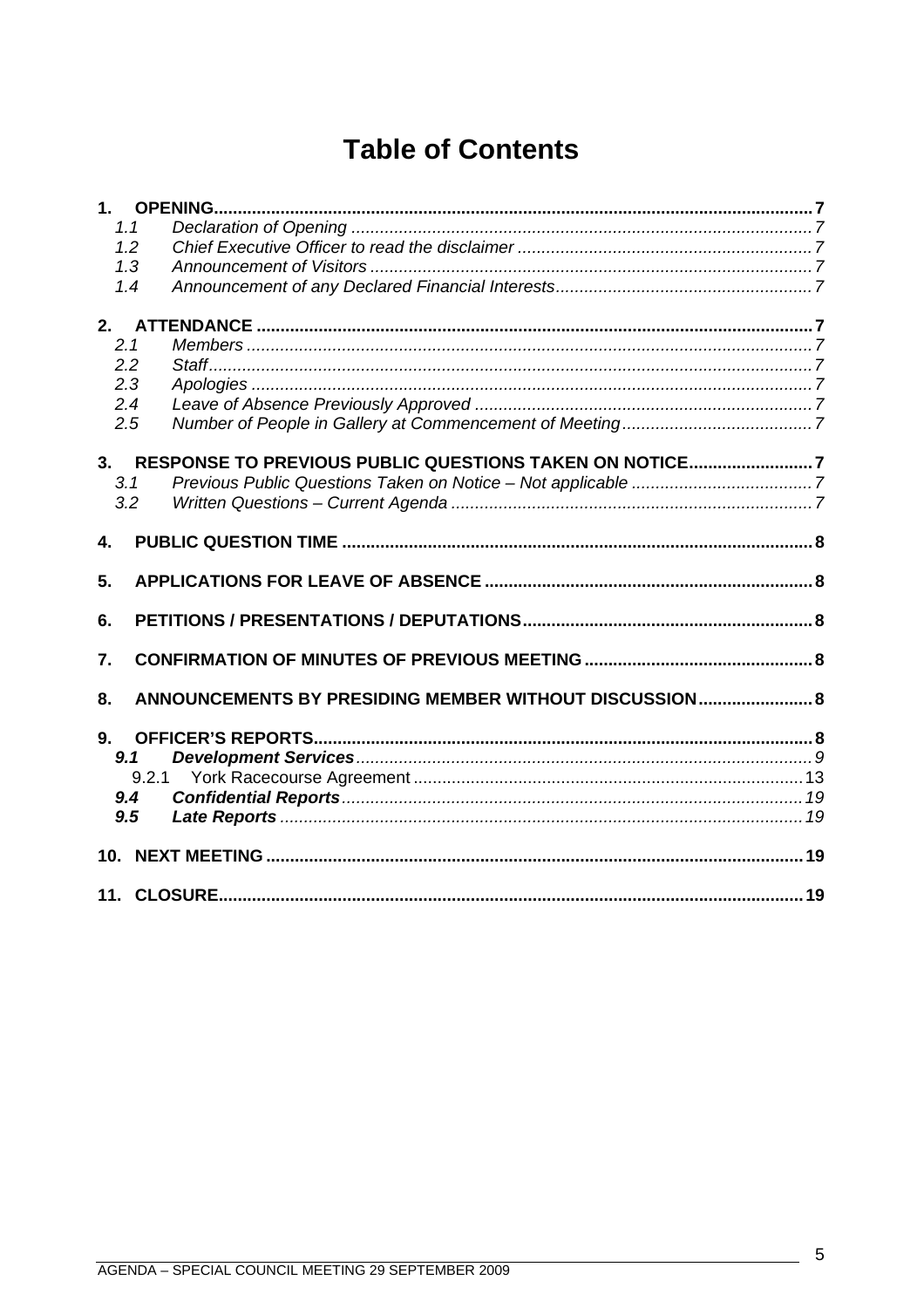# Table of Contents

**1. OPENING** .......... **7**

- *1.1 Declaration of Opening* .......... *7*
- *1.2 Chief Executive Officer to read the disclaimer* .......... *7*
- *1.3 Announcement of Visitors* .......... *7*
- *1.4 Announcement of any Declared Financial Interests* .......... *7*

**2. ATTENDANCE** .......... **7**

- *2.1 Members* .......... *7*
- *2.2 Staff* .......... *7*
- *2.3 Apologies* .......... *7*
- *2.4 Leave of Absence Previously Approved* .......... *7*
- *2.5 Number of People in Gallery at Commencement of Meeting* .......... *7*

**3. RESPONSE TO PREVIOUS PUBLIC QUESTIONS TAKEN ON NOTICE** .......... **7**

- *3.1 Previous Public Questions Taken on Notice – Not applicable* .......... *7*
- *3.2 Written Questions – Current Agenda* .......... *7*

**4. PUBLIC QUESTION TIME** .......... **8**

**5. APPLICATIONS FOR LEAVE OF ABSENCE** .......... **8**

**6. PETITIONS / PRESENTATIONS / DEPUTATIONS** .......... **8**

**7. CONFIRMATION OF MINUTES OF PREVIOUS MEETING** .......... **8**

**8. ANNOUNCEMENTS BY PRESIDING MEMBER WITHOUT DISCUSSION** .......... **8**

**9. OFFICER'S REPORTS** .......... **8**

- ***9.1 Development Services*** .......... *9*
  - 9.2.1 York Racecourse Agreement .......... 13
- ***9.4 Confidential Reports*** .......... *19*
- ***9.5 Late Reports*** .......... *19*

**10. NEXT MEETING** .......... **19**

**11. CLOSURE** .......... **19**

AGENDA – SPECIAL COUNCIL MEETING 29 SEPTEMBER 2009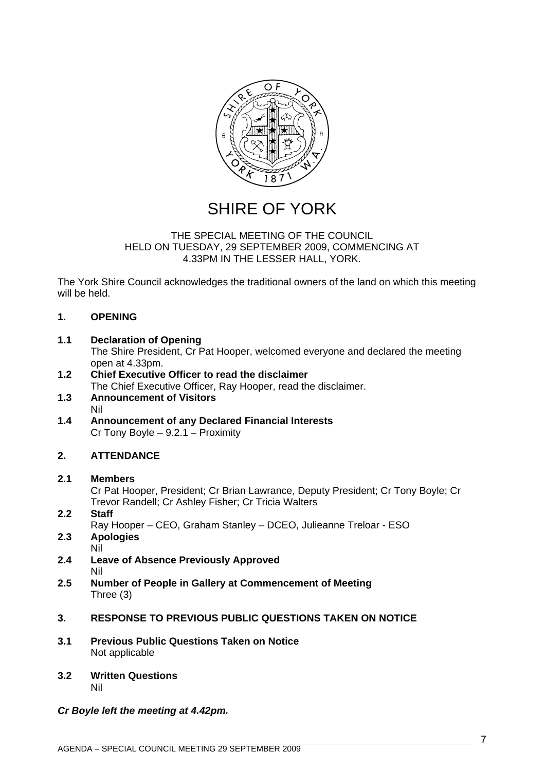# SHIRE OF YORK

THE SPECIAL MEETING OF THE COUNCIL
HELD ON TUESDAY, 29 SEPTEMBER 2009, COMMENCING AT
4.33PM IN THE LESSER HALL, YORK.

The York Shire Council acknowledges the traditional owners of the land on which this meeting will be held.

## 1. OPENING

**1.1 Declaration of Opening**
The Shire President, Cr Pat Hooper, welcomed everyone and declared the meeting open at 4.33pm.

**1.2 Chief Executive Officer to read the disclaimer**
The Chief Executive Officer, Ray Hooper, read the disclaimer.

**1.3 Announcement of Visitors**
Nil

**1.4 Announcement of any Declared Financial Interests**
Cr Tony Boyle – 9.2.1 – Proximity

## 2. ATTENDANCE

**2.1 Members**
Cr Pat Hooper, President; Cr Brian Lawrance, Deputy President; Cr Tony Boyle; Cr Trevor Randell; Cr Ashley Fisher; Cr Tricia Walters

**2.2 Staff**
Ray Hooper – CEO, Graham Stanley – DCEO, Julieanne Treloar - ESO

**2.3 Apologies**
Nil

**2.4 Leave of Absence Previously Approved**
Nil

**2.5 Number of People in Gallery at Commencement of Meeting**
Three (3)

## 3. RESPONSE TO PREVIOUS PUBLIC QUESTIONS TAKEN ON NOTICE

**3.1 Previous Public Questions Taken on Notice**
Not applicable

**3.2 Written Questions**
Nil

***Cr Boyle left the meeting at 4.42pm.***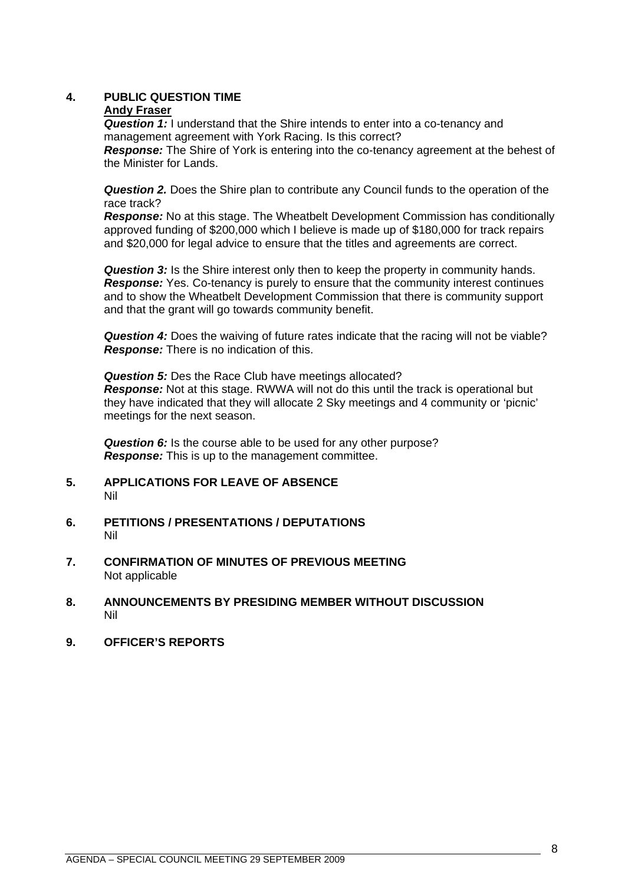## 4. PUBLIC QUESTION TIME

**Andy Fraser**

***Question 1:*** I understand that the Shire intends to enter into a co-tenancy and management agreement with York Racing. Is this correct?
***Response:*** The Shire of York is entering into the co-tenancy agreement at the behest of the Minister for Lands.

***Question 2.*** Does the Shire plan to contribute any Council funds to the operation of the race track?
***Response:*** No at this stage. The Wheatbelt Development Commission has conditionally approved funding of $200,000 which I believe is made up of $180,000 for track repairs and $20,000 for legal advice to ensure that the titles and agreements are correct.

***Question 3:*** Is the Shire interest only then to keep the property in community hands.
***Response:*** Yes. Co-tenancy is purely to ensure that the community interest continues and to show the Wheatbelt Development Commission that there is community support and that the grant will go towards community benefit.

***Question 4:*** Does the waiving of future rates indicate that the racing will not be viable?
***Response:*** There is no indication of this.

***Question 5:*** Des the Race Club have meetings allocated?
***Response:*** Not at this stage. RWWA will not do this until the track is operational but they have indicated that they will allocate 2 Sky meetings and 4 community or 'picnic' meetings for the next season.

***Question 6:*** Is the course able to be used for any other purpose?
***Response:*** This is up to the management committee.

## 5. APPLICATIONS FOR LEAVE OF ABSENCE

Nil

## 6. PETITIONS / PRESENTATIONS / DEPUTATIONS

Nil

## 7. CONFIRMATION OF MINUTES OF PREVIOUS MEETING

Not applicable

## 8. ANNOUNCEMENTS BY PRESIDING MEMBER WITHOUT DISCUSSION

Nil

## 9. OFFICER'S REPORTS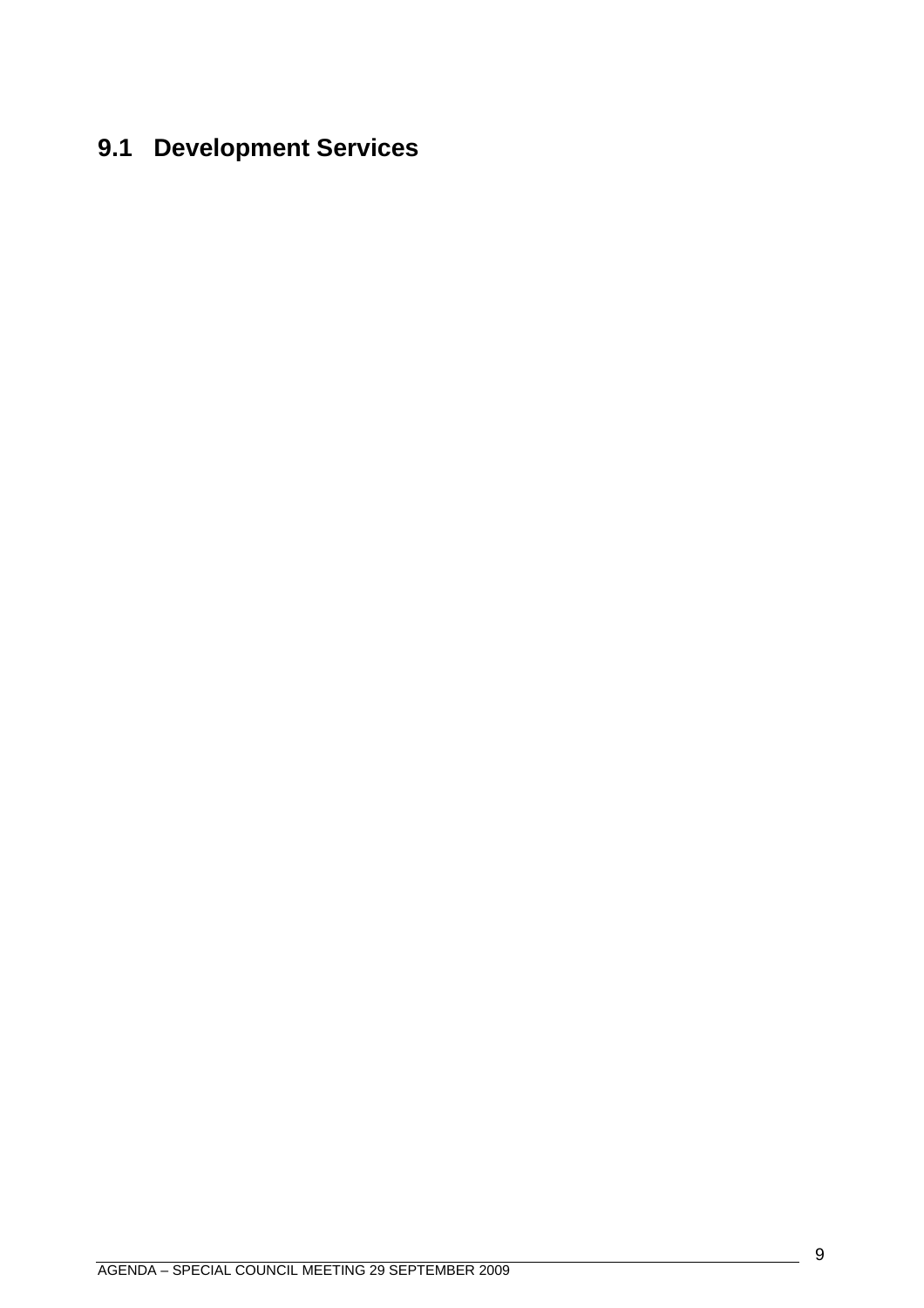## 9.1 Development Services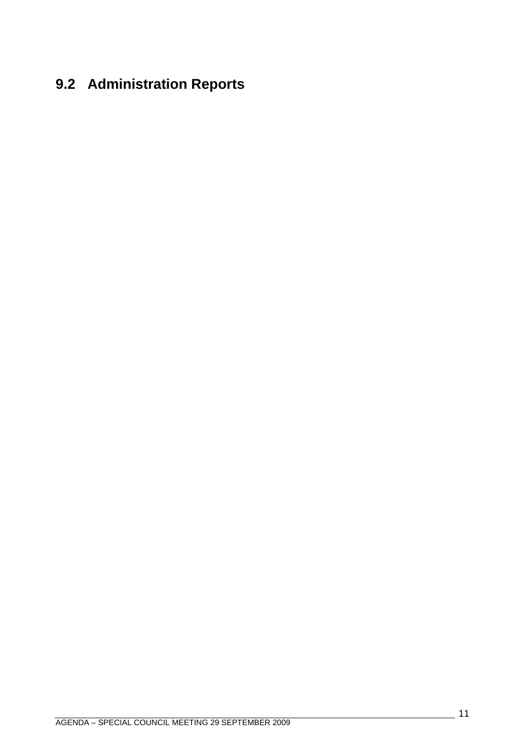## 9.2 Administration Reports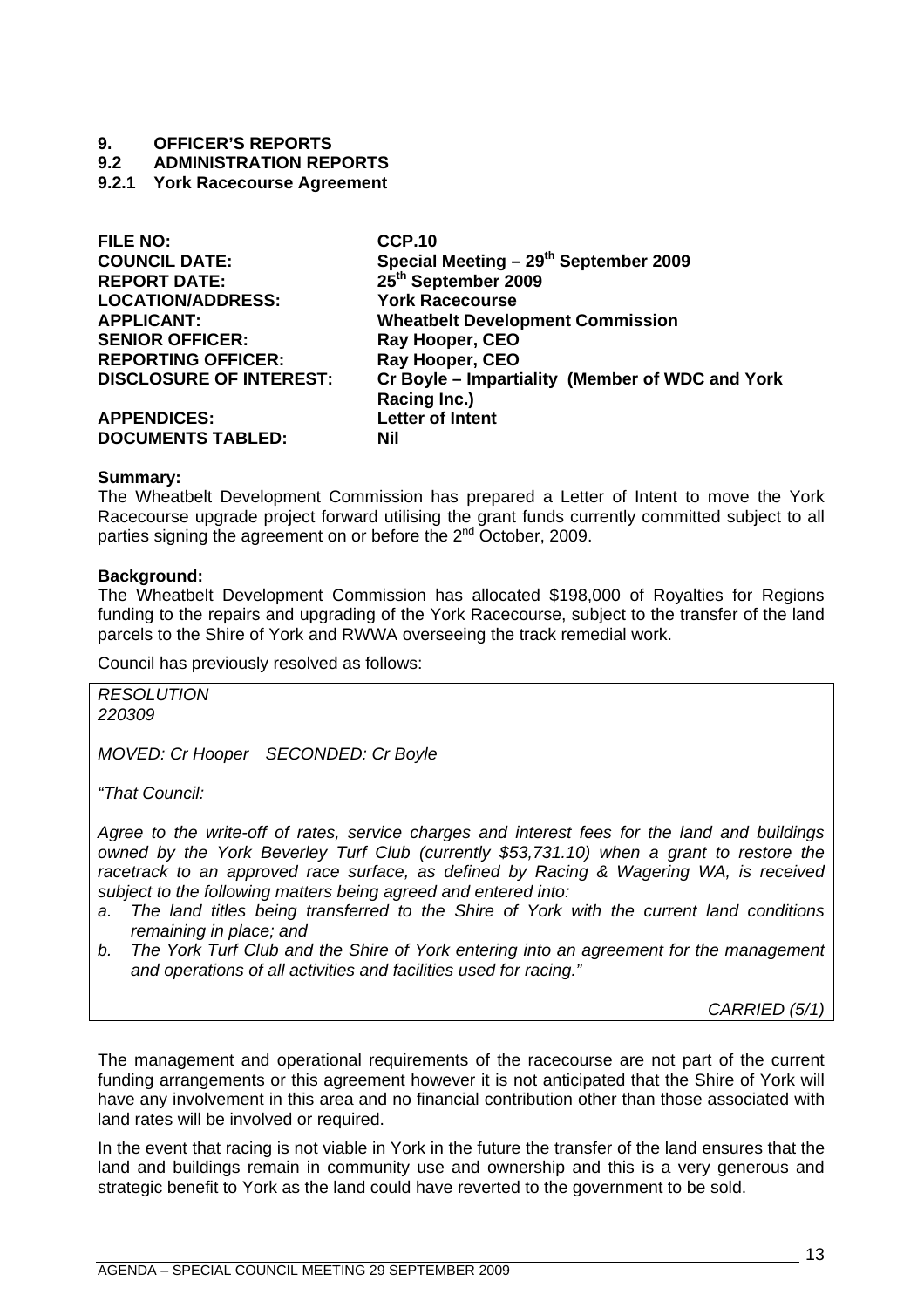# 9. OFFICER'S REPORTS

## 9.2 ADMINISTRATION REPORTS

### 9.2.1 York Racecourse Agreement

| | |
|---|---|
| **FILE NO:** | **CCP.10** |
| **COUNCIL DATE:** | **Special Meeting – 29th September 2009** |
| **REPORT DATE:** | **25th September 2009** |
| **LOCATION/ADDRESS:** | **York Racecourse** |
| **APPLICANT:** | **Wheatbelt Development Commission** |
| **SENIOR OFFICER:** | **Ray Hooper, CEO** |
| **REPORTING OFFICER:** | **Ray Hooper, CEO** |
| **DISCLOSURE OF INTEREST:** | **Cr Boyle – Impartiality (Member of WDC and York Racing Inc.)** |
| **APPENDICES:** | **Letter of Intent** |
| **DOCUMENTS TABLED:** | **Nil** |

**Summary:**

The Wheatbelt Development Commission has prepared a Letter of Intent to move the York Racecourse upgrade project forward utilising the grant funds currently committed subject to all parties signing the agreement on or before the 2nd October, 2009.

**Background:**

The Wheatbelt Development Commission has allocated $198,000 of Royalties for Regions funding to the repairs and upgrading of the York Racecourse, subject to the transfer of the land parcels to the Shire of York and RWWA overseeing the track remedial work.

Council has previously resolved as follows:

> *RESOLUTION*
> *220309*
>
> *MOVED: Cr Hooper SECONDED: Cr Boyle*
>
> *"That Council:*
>
> *Agree to the write-off of rates, service charges and interest fees for the land and buildings owned by the York Beverley Turf Club (currently $53,731.10) when a grant to restore the racetrack to an approved race surface, as defined by Racing & Wagering WA, is received subject to the following matters being agreed and entered into:*
>
> *a. The land titles being transferred to the Shire of York with the current land conditions remaining in place; and*
> *b. The York Turf Club and the Shire of York entering into an agreement for the management and operations of all activities and facilities used for racing."*
>
> *CARRIED (5/1)*

The management and operational requirements of the racecourse are not part of the current funding arrangements or this agreement however it is not anticipated that the Shire of York will have any involvement in this area and no financial contribution other than those associated with land rates will be involved or required.

In the event that racing is not viable in York in the future the transfer of the land ensures that the land and buildings remain in community use and ownership and this is a very generous and strategic benefit to York as the land could have reverted to the government to be sold.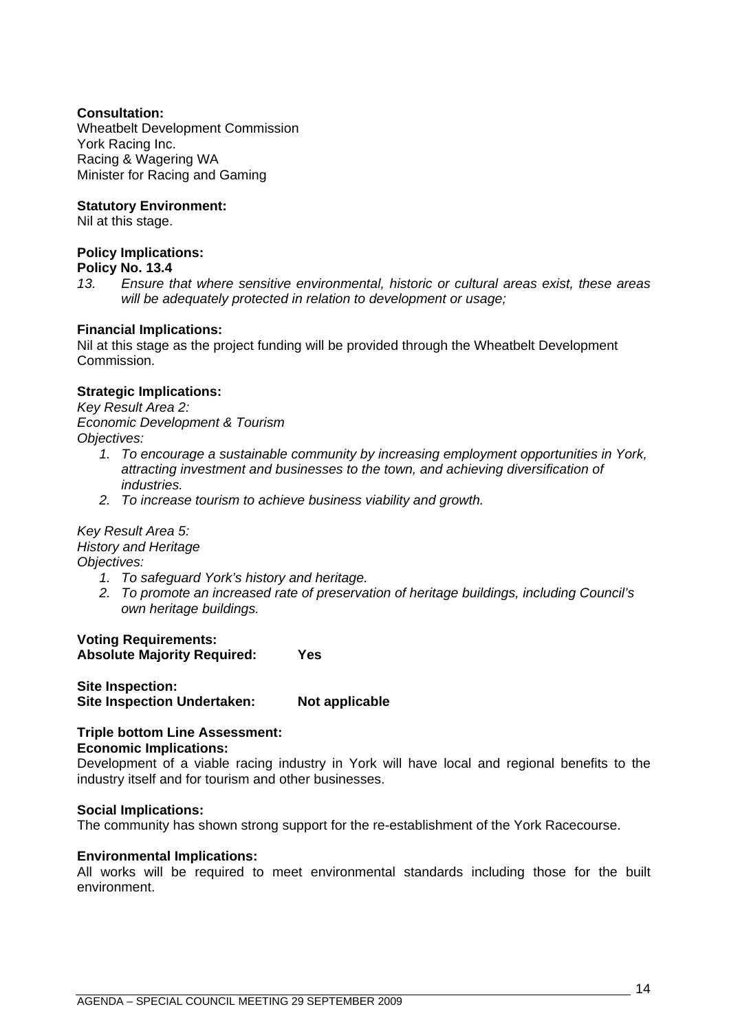**Consultation:**
Wheatbelt Development Commission
York Racing Inc.
Racing & Wagering WA
Minister for Racing and Gaming

**Statutory Environment:**
Nil at this stage.

**Policy Implications:**
**Policy No. 13.4**

13. *Ensure that where sensitive environmental, historic or cultural areas exist, these areas will be adequately protected in relation to development or usage;*

**Financial Implications:**
Nil at this stage as the project funding will be provided through the Wheatbelt Development Commission.

**Strategic Implications:**
*Key Result Area 2:*
*Economic Development & Tourism*
*Objectives:*

1. *To encourage a sustainable community by increasing employment opportunities in York, attracting investment and businesses to the town, and achieving diversification of industries.*
2. *To increase tourism to achieve business viability and growth.*

*Key Result Area 5:*
*History and Heritage*
*Objectives:*

1. *To safeguard York's history and heritage.*
2. *To promote an increased rate of preservation of heritage buildings, including Council's own heritage buildings.*

**Voting Requirements:**
**Absolute Majority Required: Yes**

**Site Inspection:**
**Site Inspection Undertaken: Not applicable**

**Triple bottom Line Assessment:**
**Economic Implications:**
Development of a viable racing industry in York will have local and regional benefits to the industry itself and for tourism and other businesses.

**Social Implications:**
The community has shown strong support for the re-establishment of the York Racecourse.

**Environmental Implications:**
All works will be required to meet environmental standards including those for the built environment.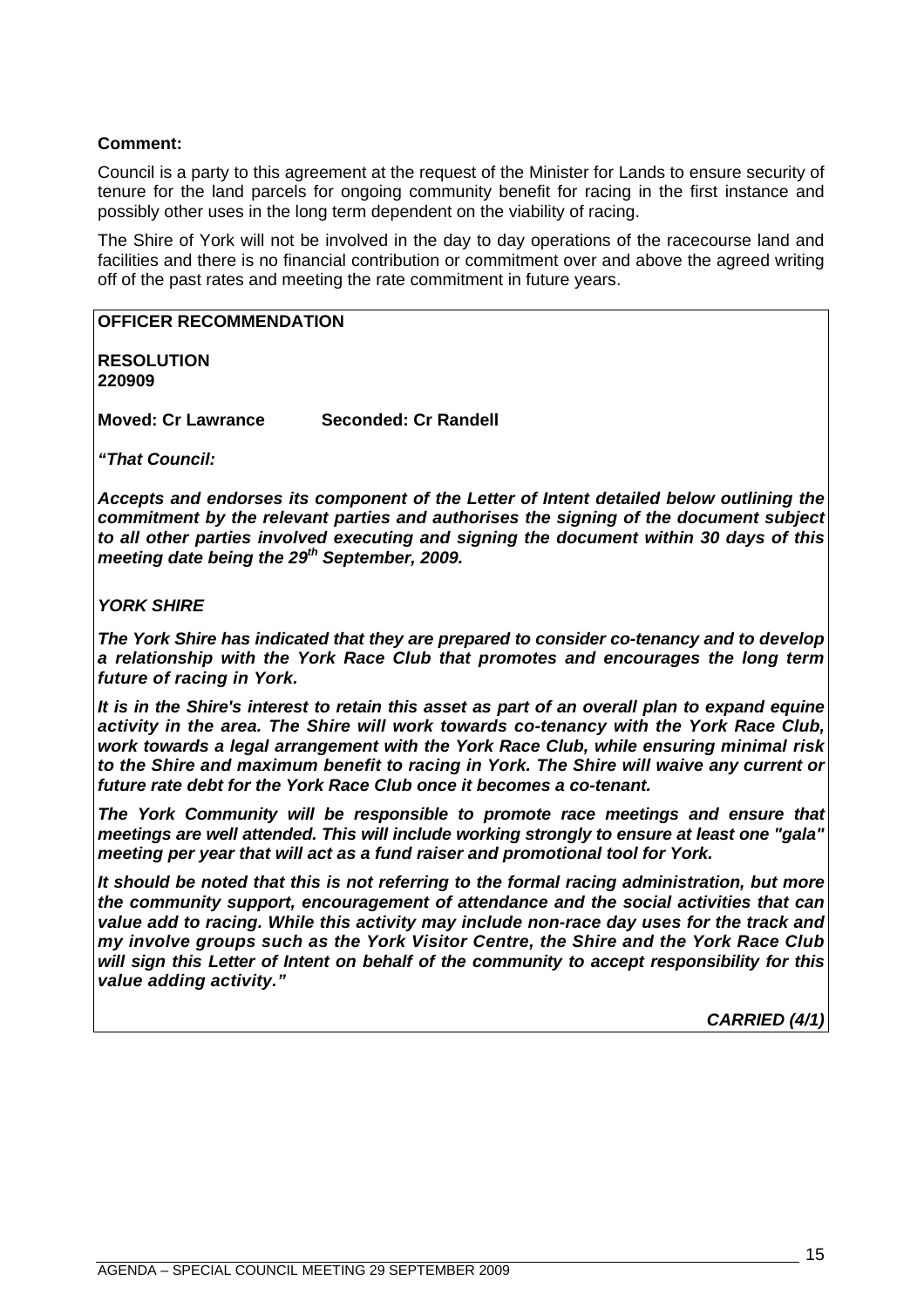**Comment:**

Council is a party to this agreement at the request of the Minister for Lands to ensure security of tenure for the land parcels for ongoing community benefit for racing in the first instance and possibly other uses in the long term dependent on the viability of racing.

The Shire of York will not be involved in the day to day operations of the racecourse land and facilities and there is no financial contribution or commitment over and above the agreed writing off of the past rates and meeting the rate commitment in future years.

**OFFICER RECOMMENDATION**

**RESOLUTION**
**220909**

**Moved: Cr Lawrance** **Seconded: Cr Randell**

***"That Council:***

***Accepts and endorses its component of the Letter of Intent detailed below outlining the commitment by the relevant parties and authorises the signing of the document subject to all other parties involved executing and signing the document within 30 days of this meeting date being the 29th September, 2009.***

***YORK SHIRE***

***The York Shire has indicated that they are prepared to consider co-tenancy and to develop a relationship with the York Race Club that promotes and encourages the long term future of racing in York.***

***It is in the Shire's interest to retain this asset as part of an overall plan to expand equine activity in the area. The Shire will work towards co-tenancy with the York Race Club, work towards a legal arrangement with the York Race Club, while ensuring minimal risk to the Shire and maximum benefit to racing in York. The Shire will waive any current or future rate debt for the York Race Club once it becomes a co-tenant.***

***The York Community will be responsible to promote race meetings and ensure that meetings are well attended. This will include working strongly to ensure at least one "gala" meeting per year that will act as a fund raiser and promotional tool for York.***

***It should be noted that this is not referring to the formal racing administration, but more the community support, encouragement of attendance and the social activities that can value add to racing. While this activity may include non-race day uses for the track and my involve groups such as the York Visitor Centre, the Shire and the York Race Club will sign this Letter of Intent on behalf of the community to accept responsibility for this value adding activity."***

***CARRIED (4/1)***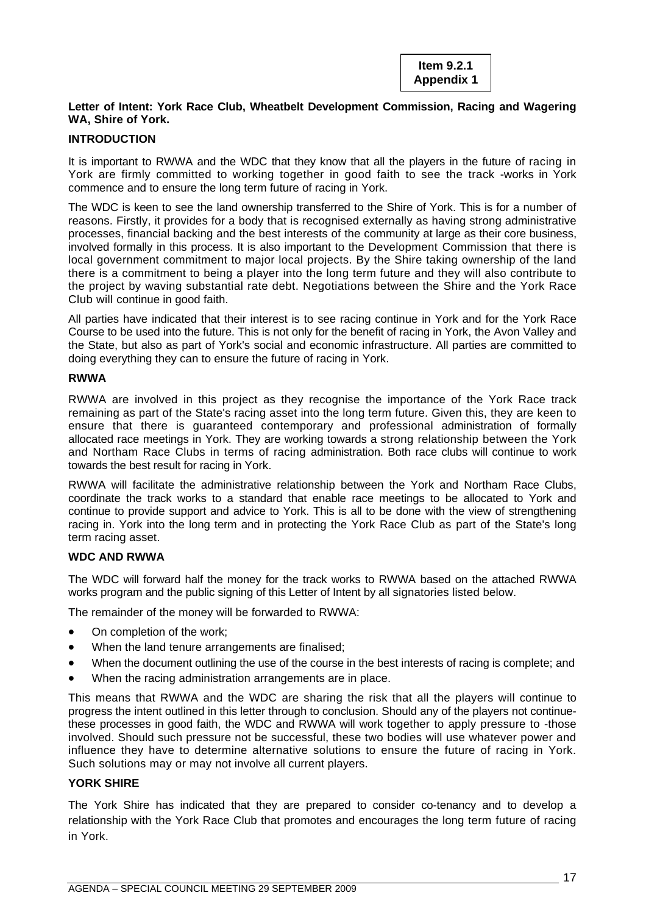**Item 9.2.1**
**Appendix 1**

**Letter of Intent: York Race Club, Wheatbelt Development Commission, Racing and Wagering WA, Shire of York.**

**INTRODUCTION**

It is important to RWWA and the WDC that they know that all the players in the future of racing in York are firmly committed to working together in good faith to see the track -works in York commence and to ensure the long term future of racing in York.

The WDC is keen to see the land ownership transferred to the Shire of York. This is for a number of reasons. Firstly, it provides for a body that is recognised externally as having strong administrative processes, financial backing and the best interests of the community at large as their core business, involved formally in this process. It is also important to the Development Commission that there is local government commitment to major local projects. By the Shire taking ownership of the land there is a commitment to being a player into the long term future and they will also contribute to the project by waving substantial rate debt. Negotiations between the Shire and the York Race Club will continue in good faith.

All parties have indicated that their interest is to see racing continue in York and for the York Race Course to be used into the future. This is not only for the benefit of racing in York, the Avon Valley and the State, but also as part of York's social and economic infrastructure. All parties are committed to doing everything they can to ensure the future of racing in York.

**RWWA**

RWWA are involved in this project as they recognise the importance of the York Race track remaining as part of the State's racing asset into the long term future. Given this, they are keen to ensure that there is guaranteed contemporary and professional administration of formally allocated race meetings in York. They are working towards a strong relationship between the York and Northam Race Clubs in terms of racing administration. Both race clubs will continue to work towards the best result for racing in York.

RWWA will facilitate the administrative relationship between the York and Northam Race Clubs, coordinate the track works to a standard that enable race meetings to be allocated to York and continue to provide support and advice to York. This is all to be done with the view of strengthening racing in. York into the long term and in protecting the York Race Club as part of the State's long term racing asset.

**WDC AND RWWA**

The WDC will forward half the money for the track works to RWWA based on the attached RWWA works program and the public signing of this Letter of Intent by all signatories listed below.

The remainder of the money will be forwarded to RWWA:

- On completion of the work;
- When the land tenure arrangements are finalised;
- When the document outlining the use of the course in the best interests of racing is complete; and
- When the racing administration arrangements are in place.

This means that RWWA and the WDC are sharing the risk that all the players will continue to progress the intent outlined in this letter through to conclusion. Should any of the players not continue- these processes in good faith, the WDC and RWWA will work together to apply pressure to -those involved. Should such pressure not be successful, these two bodies will use whatever power and influence they have to determine alternative solutions to ensure the future of racing in York. Such solutions may or may not involve all current players.

**YORK SHIRE**

The York Shire has indicated that they are prepared to consider co-tenancy and to develop a relationship with the York Race Club that promotes and encourages the long term future of racing in York.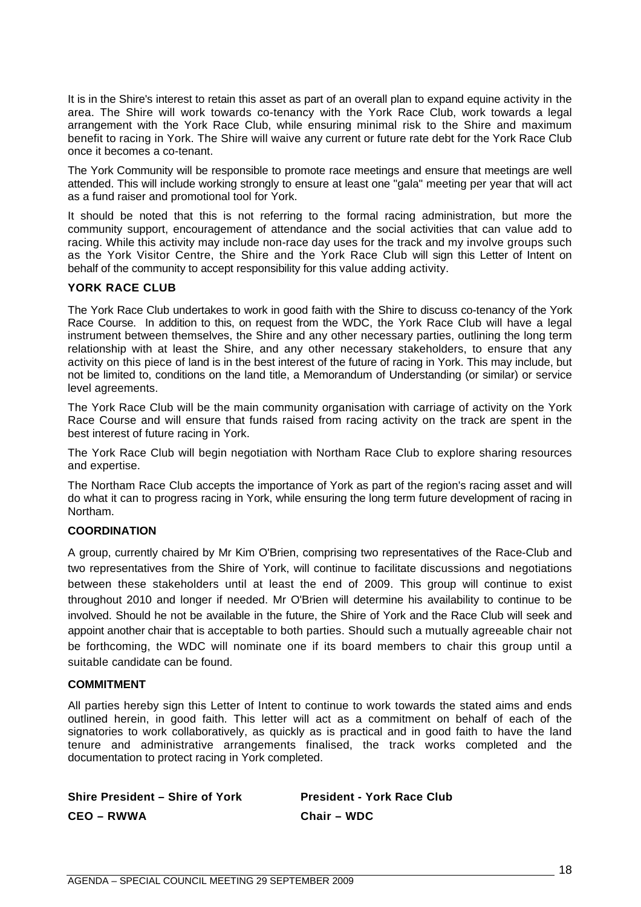It is in the Shire's interest to retain this asset as part of an overall plan to expand equine activity in the area. The Shire will work towards co-tenancy with the York Race Club, work towards a legal arrangement with the York Race Club, while ensuring minimal risk to the Shire and maximum benefit to racing in York. The Shire will waive any current or future rate debt for the York Race Club once it becomes a co-tenant.

The York Community will be responsible to promote race meetings and ensure that meetings are well attended. This will include working strongly to ensure at least one "gala" meeting per year that will act as a fund raiser and promotional tool for York.

It should be noted that this is not referring to the formal racing administration, but more the community support, encouragement of attendance and the social activities that can value add to racing. While this activity may include non-race day uses for the track and my involve groups such as the York Visitor Centre, the Shire and the York Race Club will sign this Letter of Intent on behalf of the community to accept responsibility for this value adding activity.

**YORK RACE CLUB**

The York Race Club undertakes to work in good faith with the Shire to discuss co-tenancy of the York Race Course. In addition to this, on request from the WDC, the York Race Club will have a legal instrument between themselves, the Shire and any other necessary parties, outlining the long term relationship with at least the Shire, and any other necessary stakeholders, to ensure that any activity on this piece of land is in the best interest of the future of racing in York. This may include, but not be limited to, conditions on the land title, a Memorandum of Understanding (or similar) or service level agreements.

The York Race Club will be the main community organisation with carriage of activity on the York Race Course and will ensure that funds raised from racing activity on the track are spent in the best interest of future racing in York.

The York Race Club will begin negotiation with Northam Race Club to explore sharing resources and expertise.

The Northam Race Club accepts the importance of York as part of the region's racing asset and will do what it can to progress racing in York, while ensuring the long term future development of racing in Northam.

**COORDINATION**

A group, currently chaired by Mr Kim O'Brien, comprising two representatives of the Race-Club and two representatives from the Shire of York, will continue to facilitate discussions and negotiations between these stakeholders until at least the end of 2009. This group will continue to exist throughout 2010 and longer if needed. Mr O'Brien will determine his availability to continue to be involved. Should he not be available in the future, the Shire of York and the Race Club will seek and appoint another chair that is acceptable to both parties. Should such a mutually agreeable chair not be forthcoming, the WDC will nominate one if its board members to chair this group until a suitable candidate can be found.

**COMMITMENT**

All parties hereby sign this Letter of Intent to continue to work towards the stated aims and ends outlined herein, in good faith. This letter will act as a commitment on behalf of each of the signatories to work collaboratively, as quickly as is practical and in good faith to have the land tenure and administrative arrangements finalised, the track works completed and the documentation to protect racing in York completed.

**Shire President – Shire of York** **President - York Race Club**

**CEO – RWWA** **Chair – WDC**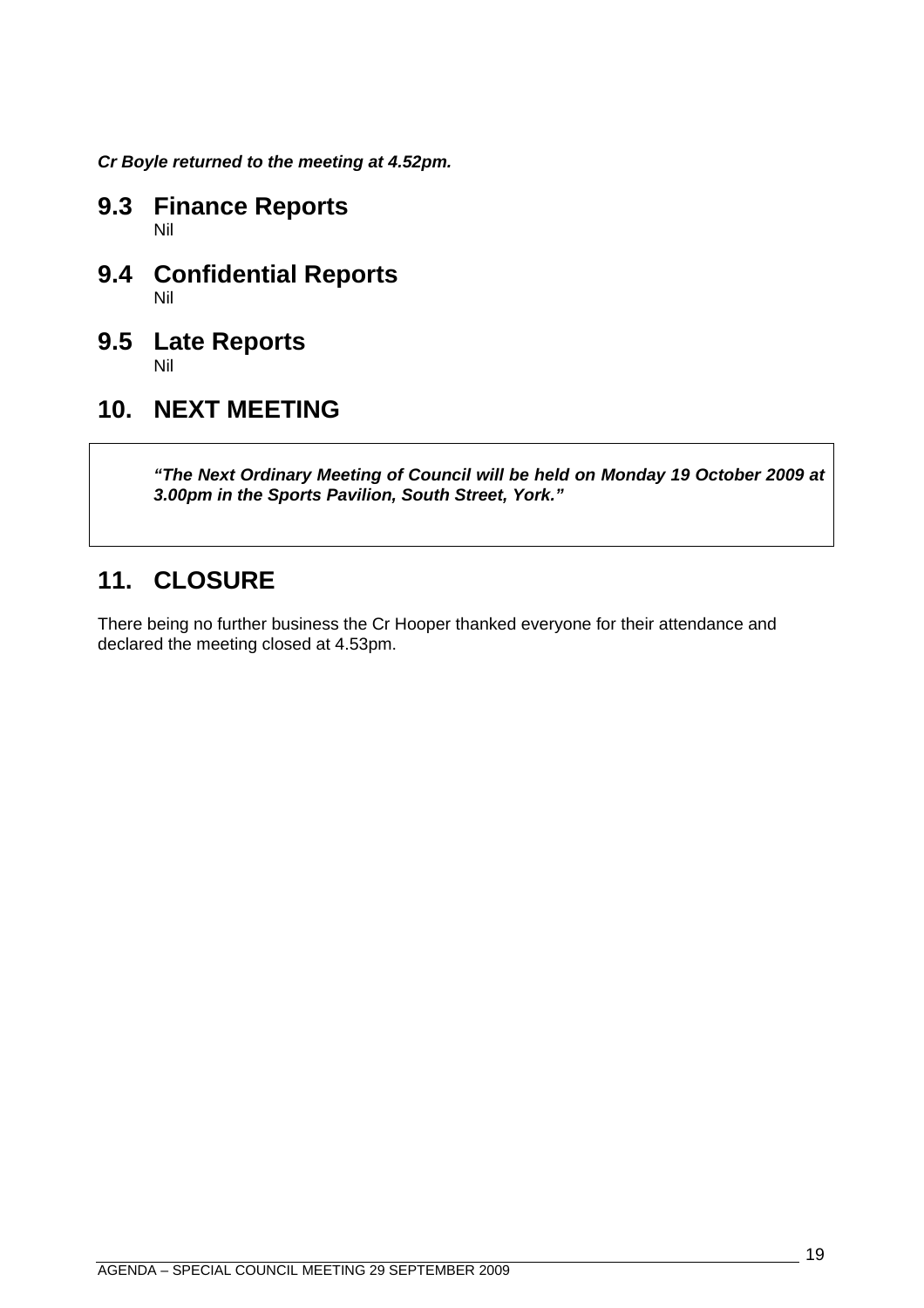***Cr Boyle returned to the meeting at 4.52pm.***

## 9.3 Finance Reports

Nil

## 9.4 Confidential Reports

Nil

## 9.5 Late Reports

Nil

# 10. NEXT MEETING

***"The Next Ordinary Meeting of Council will be held on Monday 19 October 2009 at 3.00pm in the Sports Pavilion, South Street, York."***

# 11. CLOSURE

There being no further business the Cr Hooper thanked everyone for their attendance and declared the meeting closed at 4.53pm.